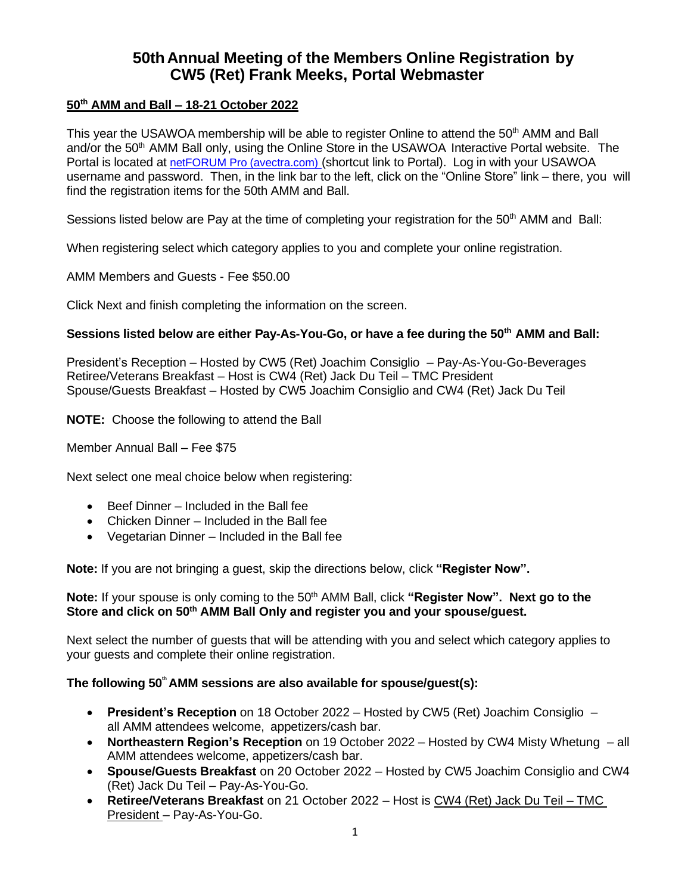# 50th Annual Meeting of the Members Online Registration by CW5 (Ret) Frank Meeks, Portal Webmaster

**50th AMM and Ball – 18-21 October 2022**

This year the USAWOA membership will be able to register Online to attend the 50th AMM and Ball and/or the 50th AMM Ball only, using the Online Store in the USAWOA Interactive Portal website. The Portal is located at netFORUM Pro (avectra.com) (shortcut link to Portal). Log in with your USAWOA username and password. Then, in the link bar to the left, click on the "Online Store" link – there, you will find the registration items for the 50th AMM and Ball.

Sessions listed below are Pay at the time of completing your registration for the 50th AMM and Ball:

When registering select which category applies to you and complete your online registration.

AMM Members and Guests - Fee $50.00

Click Next and finish completing the information on the screen.

**Sessions listed below are either Pay-As-You-Go, or have a fee during the 50th AMM and Ball:**

President's Reception – Hosted by CW5 (Ret) Joachim Consiglio – Pay-As-You-Go-Beverages
Retiree/Veterans Breakfast – Host is CW4 (Ret) Jack Du Teil – TMC President
Spouse/Guests Breakfast – Hosted by CW5 Joachim Consiglio and CW4 (Ret) Jack Du Teil

**NOTE:** Choose the following to attend the Ball

Member Annual Ball – Fee $75

Next select one meal choice below when registering:

- Beef Dinner – Included in the Ball fee
- Chicken Dinner – Included in the Ball fee
- Vegetarian Dinner – Included in the Ball fee

**Note:** If you are not bringing a guest, skip the directions below, click **"Register Now".**

**Note:** If your spouse is only coming to the 50th AMM Ball, click **"Register Now". Next go to the Store and click on 50th AMM Ball Only and register you and your spouse/guest.**

Next select the number of guests that will be attending with you and select which category applies to your guests and complete their online registration.

**The following 50th AMM sessions are also available for spouse/guest(s):**

- **President's Reception** on 18 October 2022 – Hosted by CW5 (Ret) Joachim Consiglio – all AMM attendees welcome, appetizers/cash bar.
- **Northeastern Region's Reception** on 19 October 2022 – Hosted by CW4 Misty Whetung – all AMM attendees welcome, appetizers/cash bar.
- **Spouse/Guests Breakfast** on 20 October 2022 – Hosted by CW5 Joachim Consiglio and CW4 (Ret) Jack Du Teil – Pay-As-You-Go.
- **Retiree/Veterans Breakfast** on 21 October 2022 – Host is CW4 (Ret) Jack Du Teil – TMC President – Pay-As-You-Go.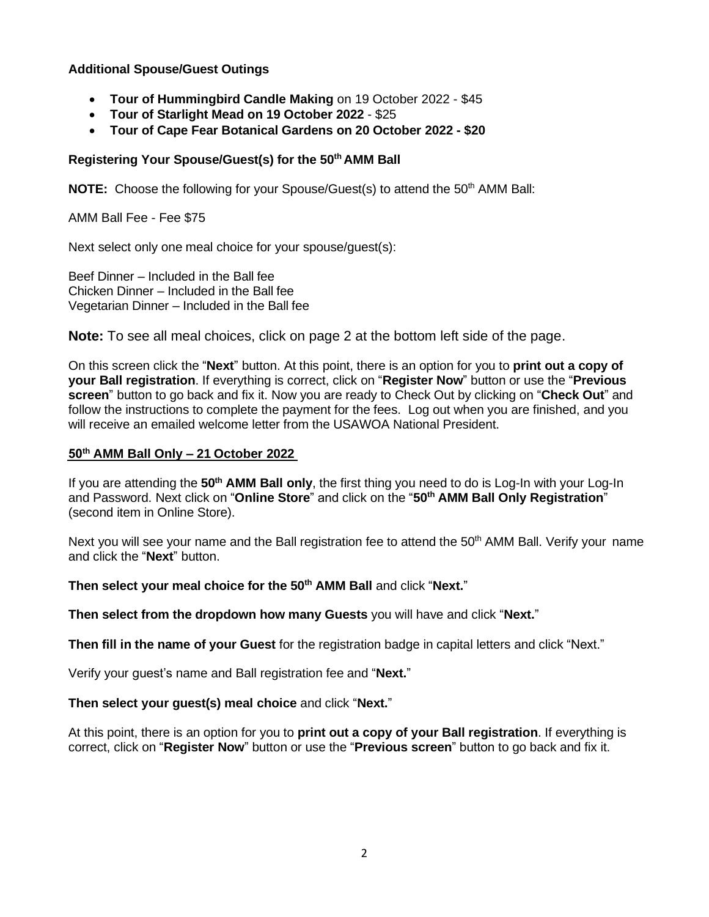**Additional Spouse/Guest Outings**

- **Tour of Hummingbird Candle Making** on 19 October 2022 - $45
- **Tour of Starlight Mead on 19 October 2022** - $25
- **Tour of Cape Fear Botanical Gardens on 20 October 2022 - $20**

**Registering Your Spouse/Guest(s) for the 50th AMM Ball**

**NOTE:** Choose the following for your Spouse/Guest(s) to attend the 50th AMM Ball:

AMM Ball Fee - Fee $75

Next select only one meal choice for your spouse/guest(s):

Beef Dinner – Included in the Ball fee
Chicken Dinner – Included in the Ball fee
Vegetarian Dinner – Included in the Ball fee

**Note:** To see all meal choices, click on page 2 at the bottom left side of the page.

On this screen click the "**Next**" button. At this point, there is an option for you to **print out a copy of your Ball registration**. If everything is correct, click on "**Register Now**" button or use the "**Previous screen**" button to go back and fix it. Now you are ready to Check Out by clicking on "**Check Out**" and follow the instructions to complete the payment for the fees. Log out when you are finished, and you will receive an emailed welcome letter from the USAWOA National President.

**50th AMM Ball Only – 21 October 2022**

If you are attending the **50th AMM Ball only**, the first thing you need to do is Log-In with your Log-In and Password. Next click on "**Online Store**" and click on the "**50th AMM Ball Only Registration**" (second item in Online Store).

Next you will see your name and the Ball registration fee to attend the 50th AMM Ball. Verify your name and click the "**Next**" button.

**Then select your meal choice for the 50th AMM Ball** and click "**Next.**"

**Then select from the dropdown how many Guests** you will have and click "**Next.**"

**Then fill in the name of your Guest** for the registration badge in capital letters and click "Next."

Verify your guest's name and Ball registration fee and "**Next.**"

**Then select your guest(s) meal choice** and click "**Next.**"

At this point, there is an option for you to **print out a copy of your Ball registration**. If everything is correct, click on "**Register Now**" button or use the "**Previous screen**" button to go back and fix it.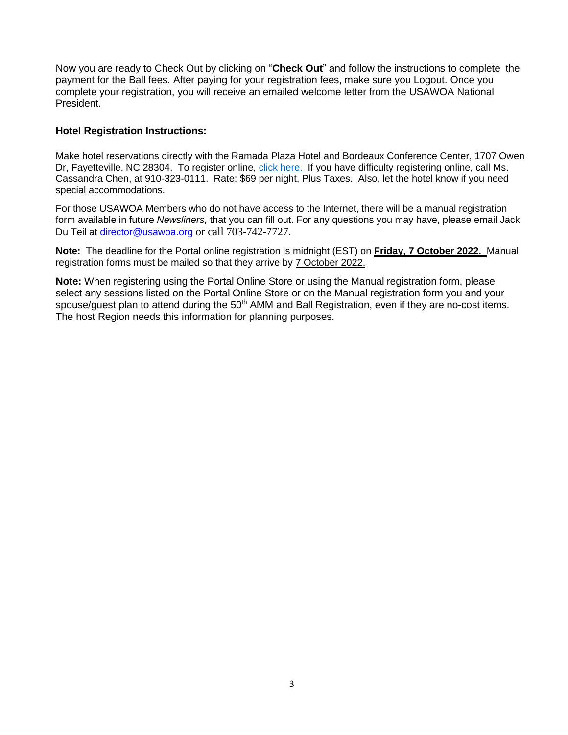Now you are ready to Check Out by clicking on "**Check Out**" and follow the instructions to complete the payment for the Ball fees. After paying for your registration fees, make sure you Logout. Once you complete your registration, you will receive an emailed welcome letter from the USAWOA National President.

**Hotel Registration Instructions:**

Make hotel reservations directly with the Ramada Plaza Hotel and Bordeaux Conference Center, 1707 Owen Dr, Fayetteville, NC 28304. To register online, click here. If you have difficulty registering online, call Ms. Cassandra Chen, at 910-323-0111. Rate: $69 per night, Plus Taxes. Also, let the hotel know if you need special accommodations.

For those USAWOA Members who do not have access to the Internet, there will be a manual registration form available in future *Newsliners,* that you can fill out. For any questions you may have, please email Jack Du Teil at director@usawoa.org or call 703-742-7727.

**Note:** The deadline for the Portal online registration is midnight (EST) on **Friday, 7 October 2022.** Manual registration forms must be mailed so that they arrive by 7 October 2022.

**Note:** When registering using the Portal Online Store or using the Manual registration form, please select any sessions listed on the Portal Online Store or on the Manual registration form you and your spouse/guest plan to attend during the 50th AMM and Ball Registration, even if they are no-cost items. The host Region needs this information for planning purposes.